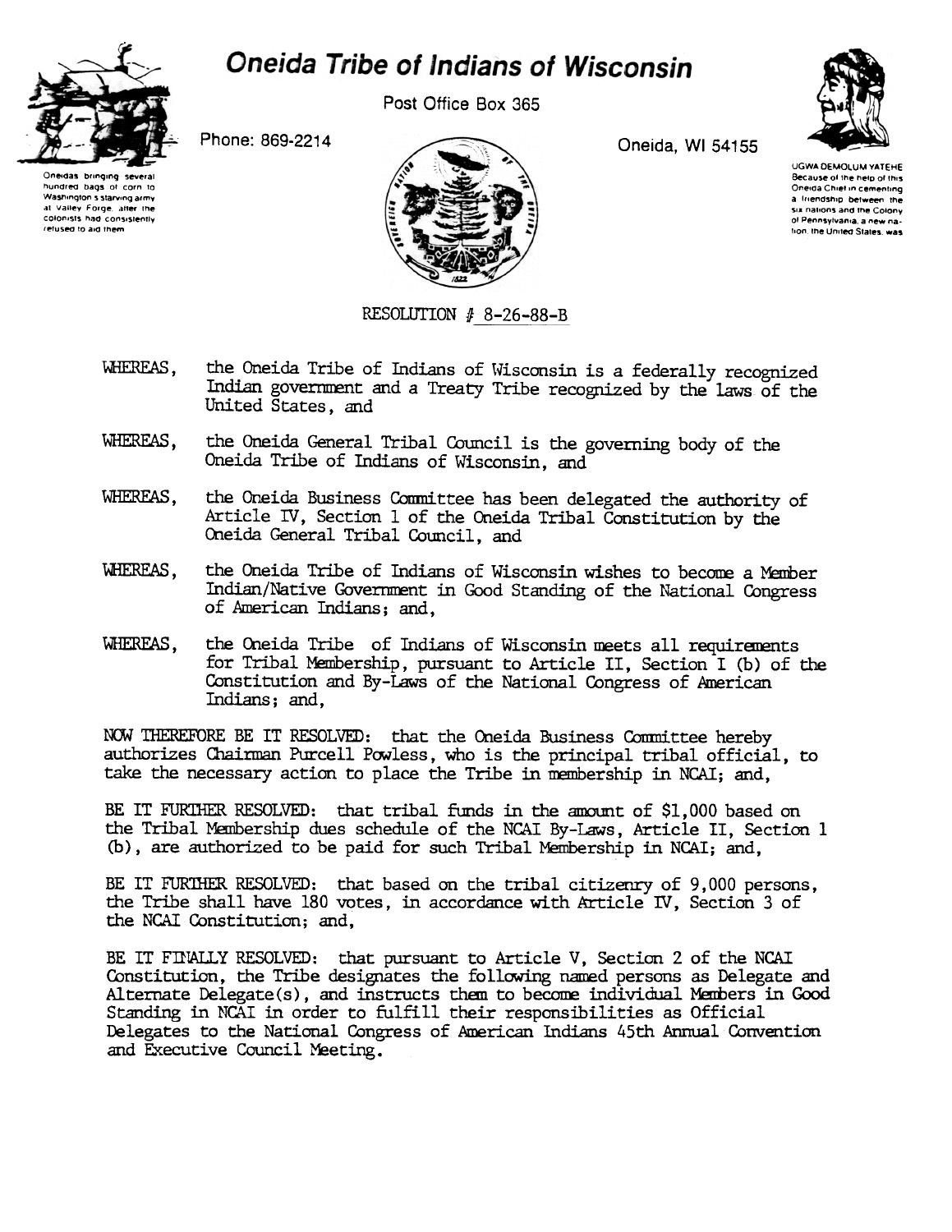# Oneida Tribe of Indians of Wisconsin

Post Office Box 365

Phone: 869-2214

Oneida, WI 54155

Oneidas bringing several hundred bags of corn to Washington's starving army at Valley Forge, after the colonists had consistently refused to aid them

UGWA DEMOLUM YATEHE
Because of the help of this Oneida Chief in cementing a friendship between the six nations and the Colony of Pennsylvania, a new nation, the United States, was

RESOLUTION # 8-26-88-B

WHEREAS, the Oneida Tribe of Indians of Wisconsin is a federally recognized Indian government and a Treaty Tribe recognized by the laws of the United States, and

WHEREAS, the Oneida General Tribal Council is the governing body of the Oneida Tribe of Indians of Wisconsin, and

WHEREAS, the Oneida Business Committee has been delegated the authority of Article IV, Section 1 of the Oneida Tribal Constitution by the Oneida General Tribal Council, and

WHEREAS, the Oneida Tribe of Indians of Wisconsin wishes to become a Member Indian/Native Government in Good Standing of the National Congress of American Indians; and,

WHEREAS, the Oneida Tribe of Indians of Wisconsin meets all requirements for Tribal Membership, pursuant to Article II, Section I (b) of the Constitution and By-Laws of the National Congress of American Indians; and,

NOW THEREFORE BE IT RESOLVED: that the Oneida Business Committee hereby authorizes Chairman Purcell Powless, who is the principal tribal official, to take the necessary action to place the Tribe in membership in NCAI; and,

BE IT FURTHER RESOLVED: that tribal funds in the amount of $1,000 based on the Tribal Membership dues schedule of the NCAI By-Laws, Article II, Section 1 (b), are authorized to be paid for such Tribal Membership in NCAI; and,

BE IT FURTHER RESOLVED: that based on the tribal citizenry of 9,000 persons, the Tribe shall have 180 votes, in accordance with Article IV, Section 3 of the NCAI Constitution; and,

BE IT FINALLY RESOLVED: that pursuant to Article V, Section 2 of the NCAI Constitution, the Tribe designates the following named persons as Delegate and Alternate Delegate(s), and instructs them to become individual Members in Good Standing in NCAI in order to fulfill their responsibilities as Official Delegates to the National Congress of American Indians 45th Annual Convention and Executive Council Meeting.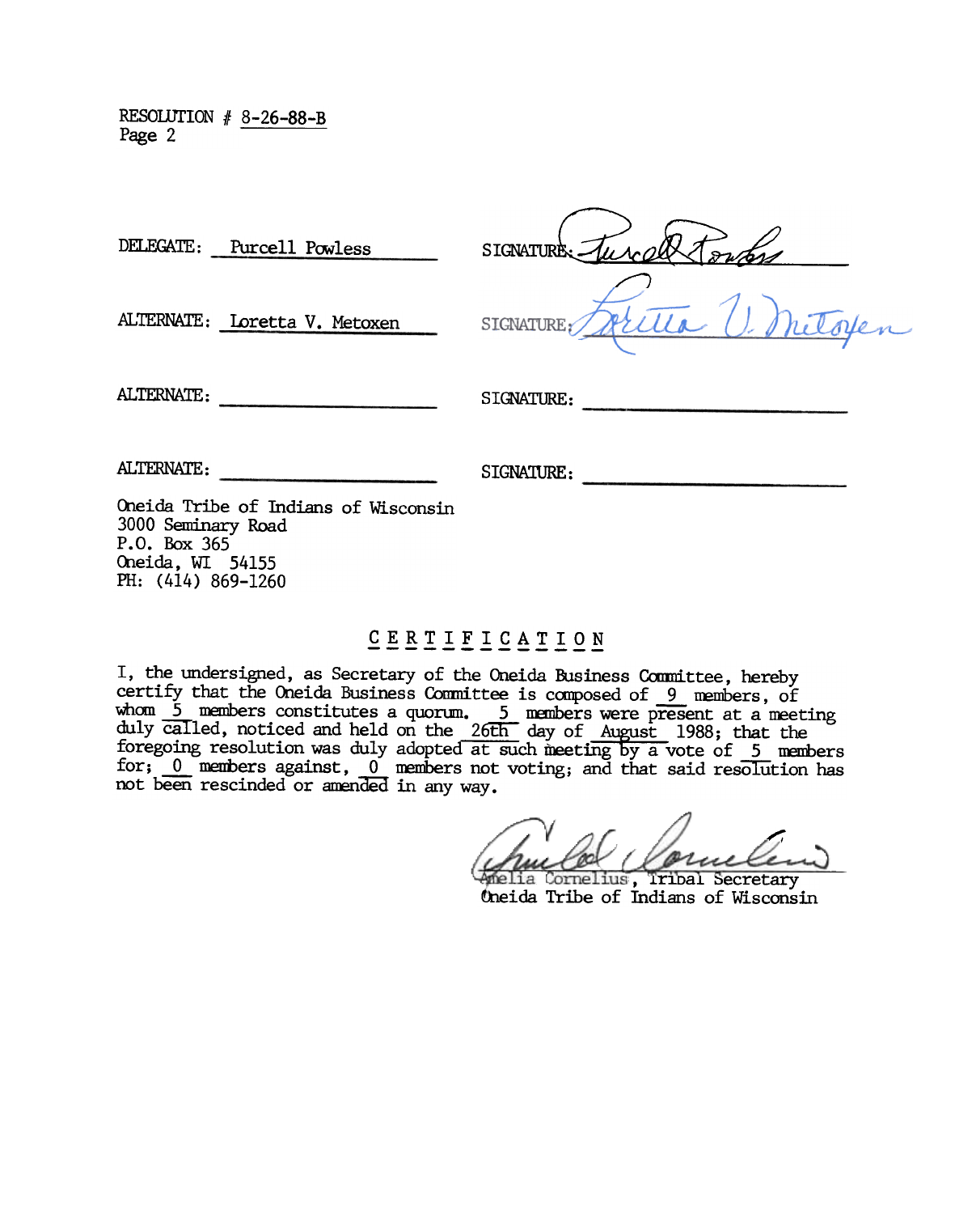RESOLUTION # 8-26-88-B
Page 2

DELEGATE: Purcell Powless SIGNATURE: *Purcell Powless*

ALTERNATE: Loretta V. Metoxen SIGNATURE: *Loretta V. Metoxen*

ALTERNATE: ____________________ SIGNATURE: ____________________

ALTERNATE: ____________________ SIGNATURE: ____________________

Oneida Tribe of Indians of Wisconsin
3000 Seminary Road
P.O. Box 365
Oneida, WI 54155
PH: (414) 869-1260

## CERTIFICATION

I, the undersigned, as Secretary of the Oneida Business Committee, hereby certify that the Oneida Business Committee is composed of 9 members, of whom 5 members constitutes a quorum. 5 members were present at a meeting duly called, noticed and held on the 26th day of August 1988; that the foregoing resolution was duly adopted at such meeting by a vote of 5 members for; 0 members against, 0 members not voting; and that said resolution has not been rescinded or amended in any way.

*Amelia Cornelius*
Amelia Cornelius, Tribal Secretary
Oneida Tribe of Indians of Wisconsin